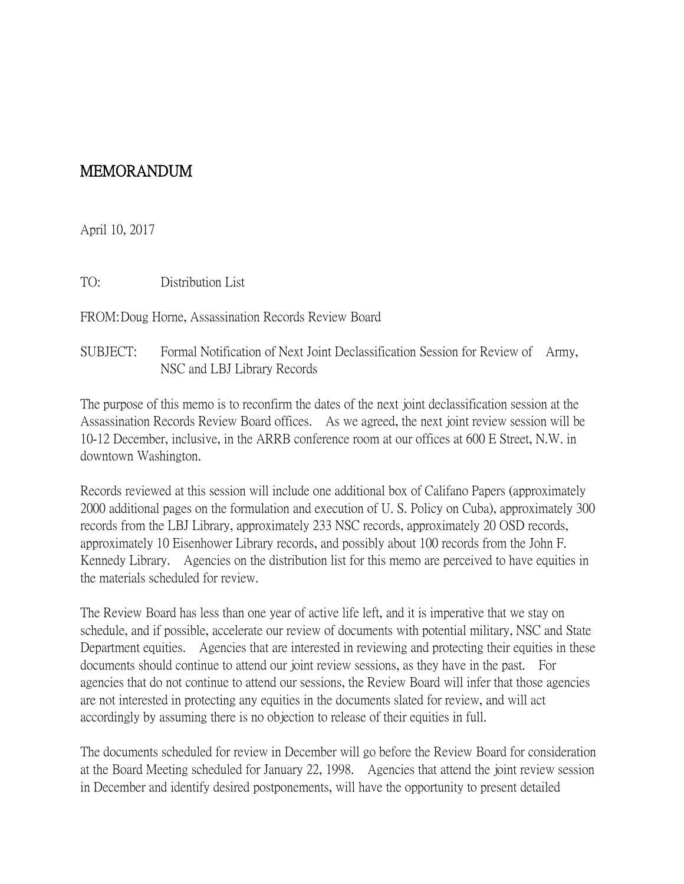# MEMORANDUM

April 10, 2017

TO: Distribution List

FROM: Doug Horne, Assassination Records Review Board

SUBJECT: Formal Notification of Next Joint Declassification Session for Review of Army, NSC and LBJ Library Records

The purpose of this memo is to reconfirm the dates of the next joint declassification session at the Assassination Records Review Board offices. As we agreed, the next joint review session will be 10-12 December, inclusive, in the ARRB conference room at our offices at 600 E Street, N.W. in downtown Washington.

Records reviewed at this session will include one additional box of Califano Papers (approximately 2000 additional pages on the formulation and execution of U. S. Policy on Cuba), approximately 300 records from the LBJ Library, approximately 233 NSC records, approximately 20 OSD records, approximately 10 Eisenhower Library records, and possibly about 100 records from the John F. Kennedy Library. Agencies on the distribution list for this memo are perceived to have equities in the materials scheduled for review.

The Review Board has less than one year of active life left, and it is imperative that we stay on schedule, and if possible, accelerate our review of documents with potential military, NSC and State Department equities. Agencies that are interested in reviewing and protecting their equities in these documents should continue to attend our joint review sessions, as they have in the past. For agencies that do not continue to attend our sessions, the Review Board will infer that those agencies are not interested in protecting any equities in the documents slated for review, and will act accordingly by assuming there is no objection to release of their equities in full.

The documents scheduled for review in December will go before the Review Board for consideration at the Board Meeting scheduled for January 22, 1998. Agencies that attend the joint review session in December and identify desired postponements, will have the opportunity to present detailed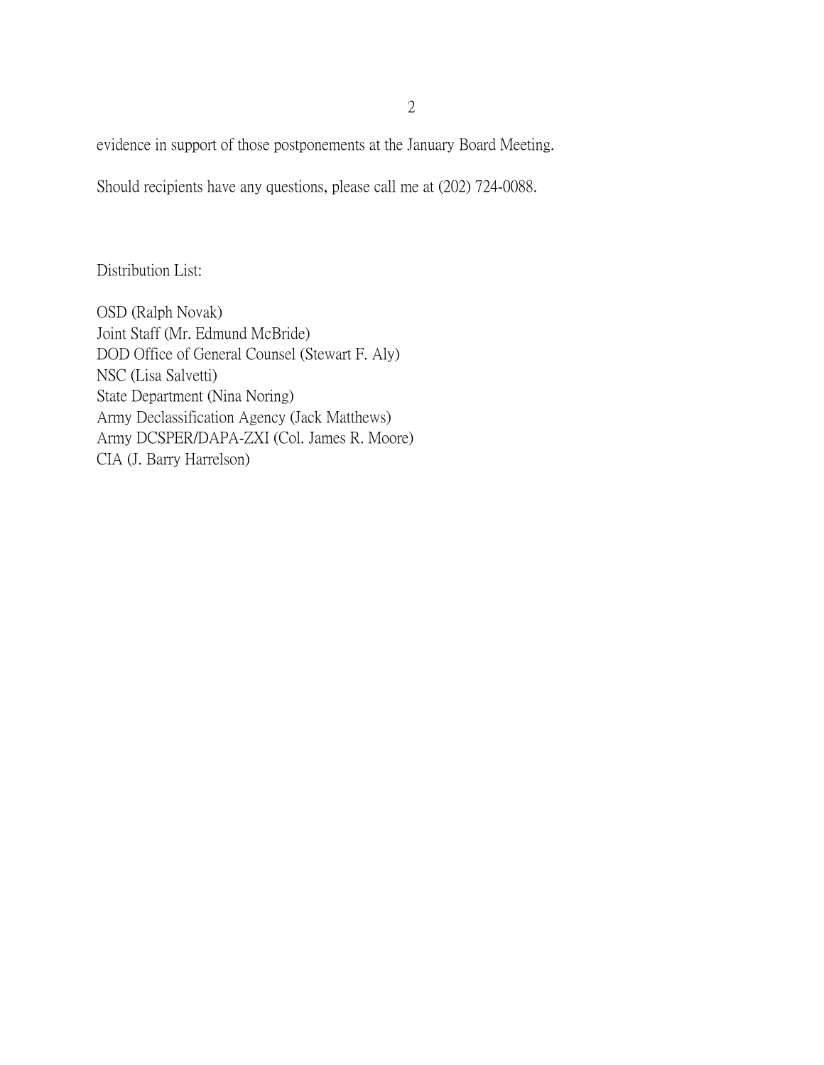evidence in support of those postponements at the January Board Meeting.

Should recipients have any questions, please call me at (202) 724-0088.

Distribution List:

OSD (Ralph Novak)
Joint Staff (Mr. Edmund McBride)
DOD Office of General Counsel (Stewart F. Aly)
NSC (Lisa Salvetti)
State Department (Nina Noring)
Army Declassification Agency (Jack Matthews)
Army DCSPER/DAPA-ZXI (Col. James R. Moore)
CIA (J. Barry Harrelson)